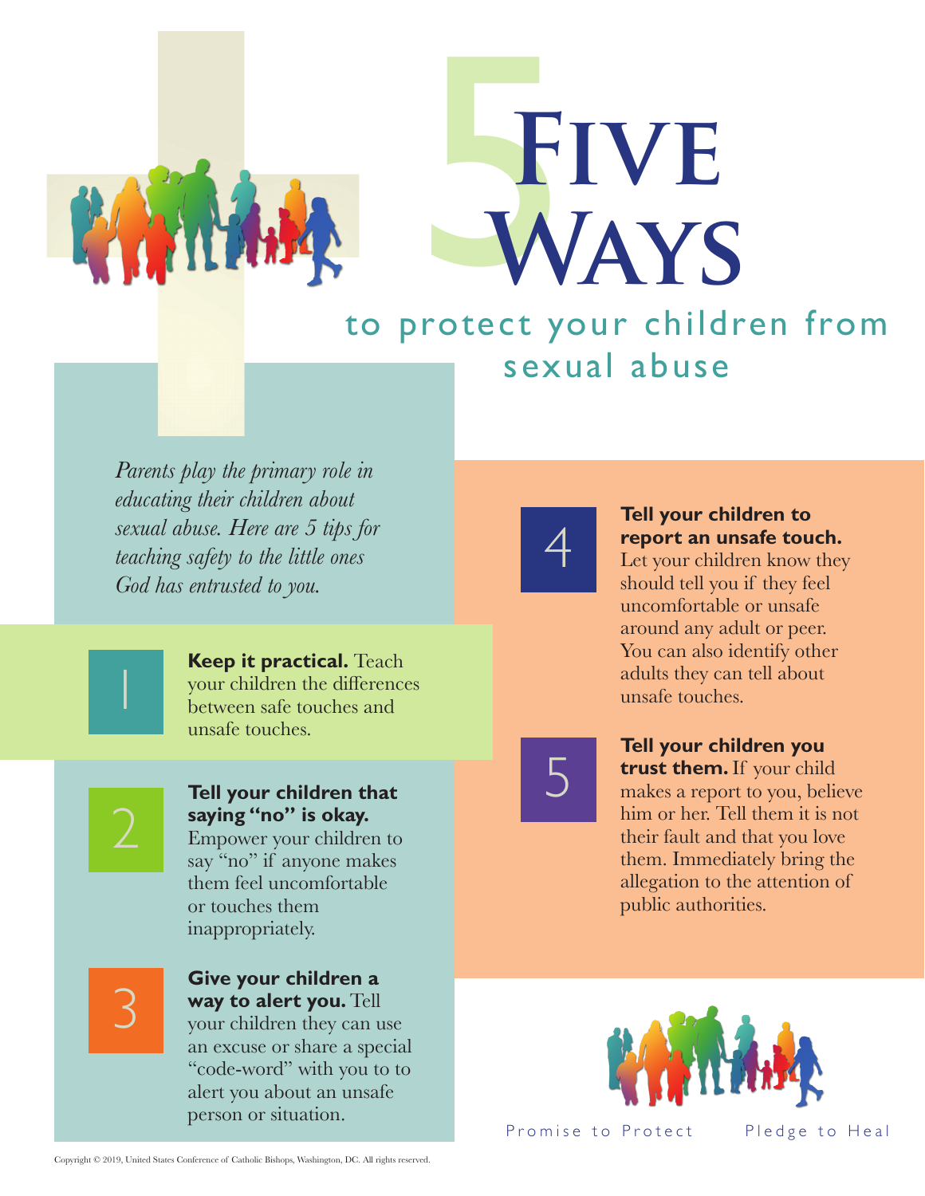# FIVE WAYS

## to protect your children from sexual abuse

*Parents play the primary role in educating their children about sexual abuse. Here are 5 tips for teaching safety to the little ones God has entrusted to you.*

1. **Keep it practical.** Teach your children the differences between safe touches and unsafe touches.

2. **Tell your children that saying "no" is okay.** Empower your children to say "no" if anyone makes them feel uncomfortable or touches them inappropriately.

3. **Give your children a way to alert you.** Tell your children they can use an excuse or share a special "code-word" with you to to alert you about an unsafe person or situation.

4. **Tell your children to report an unsafe touch.** Let your children know they should tell you if they feel uncomfortable or unsafe around any adult or peer. You can also identify other adults they can tell about unsafe touches.

5. **Tell your children you trust them.** If your child makes a report to you, believe him or her. Tell them it is not their fault and that you love them. Immediately bring the allegation to the attention of public authorities.

Promise to Protect    Pledge to Heal

Copyright © 2019, United States Conference of Catholic Bishops, Washington, DC. All rights reserved.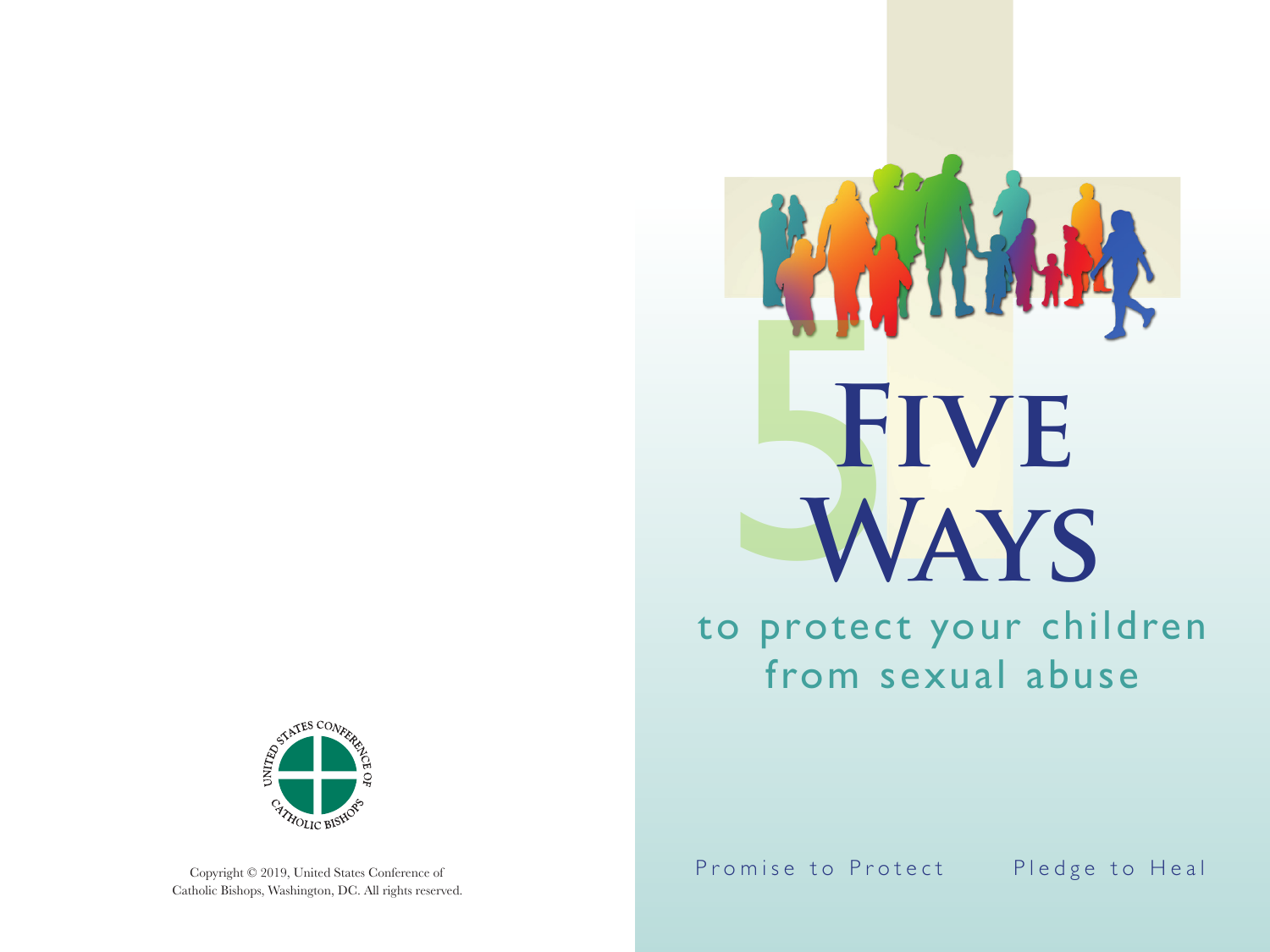# Five Ways

## to protect your children from sexual abuse

Promise to Protect     Pledge to Heal

Copyright © 2019, United States Conference of Catholic Bishops, Washington, DC. All rights reserved.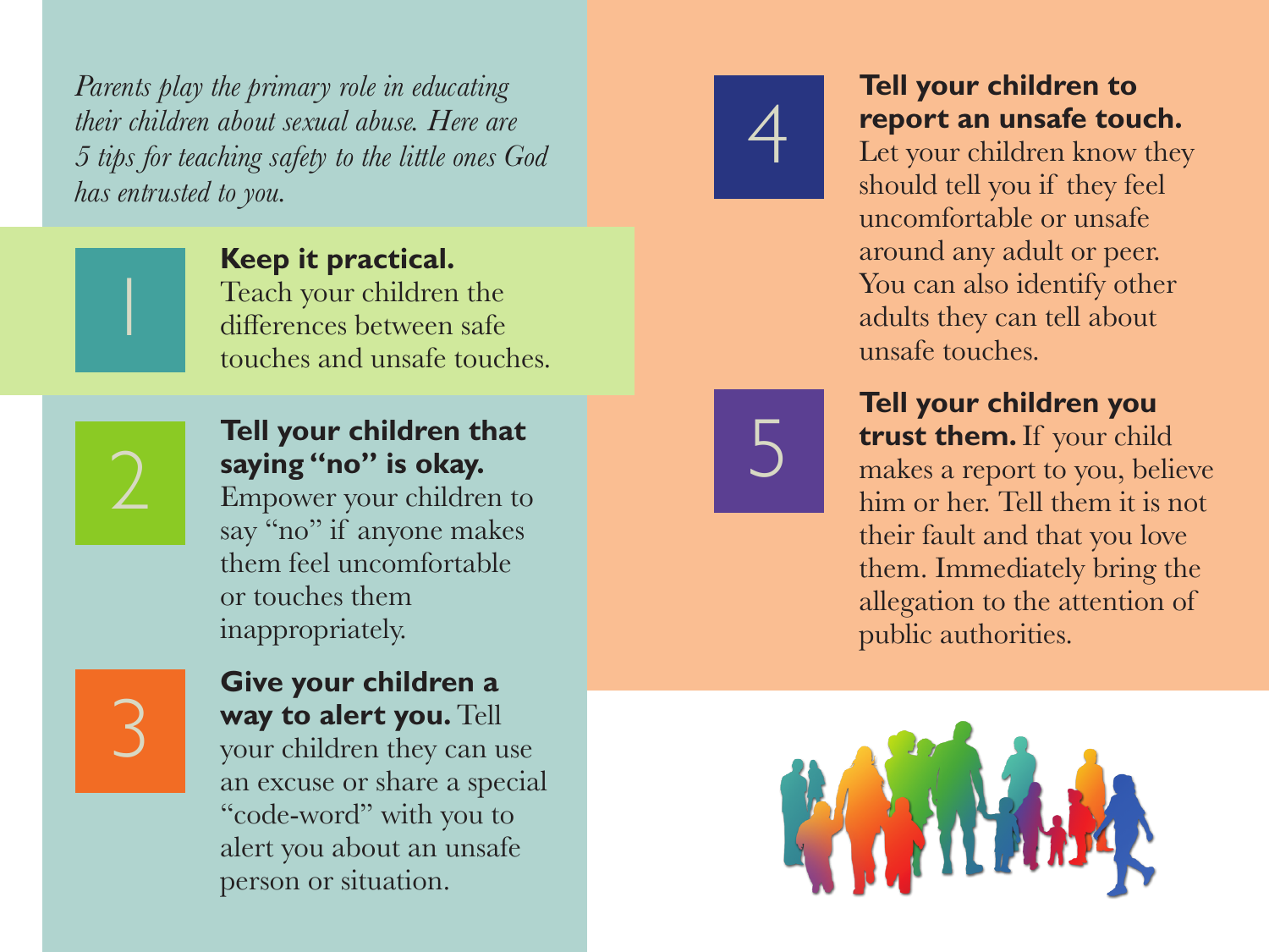*Parents play the primary role in educating their children about sexual abuse. Here are 5 tips for teaching safety to the little ones God has entrusted to you.*

1. **Keep it practical.** Teach your children the differences between safe touches and unsafe touches.

2. **Tell your children that saying "no" is okay.** Empower your children to say "no" if anyone makes them feel uncomfortable or touches them inappropriately.

3. **Give your children a way to alert you.** Tell your children they can use an excuse or share a special "code-word" with you to alert you about an unsafe person or situation.

4. **Tell your children to report an unsafe touch.** Let your children know they should tell you if they feel uncomfortable or unsafe around any adult or peer. You can also identify other adults they can tell about unsafe touches.

5. **Tell your children you trust them.** If your child makes a report to you, believe him or her. Tell them it is not their fault and that you love them. Immediately bring the allegation to the attention of public authorities.